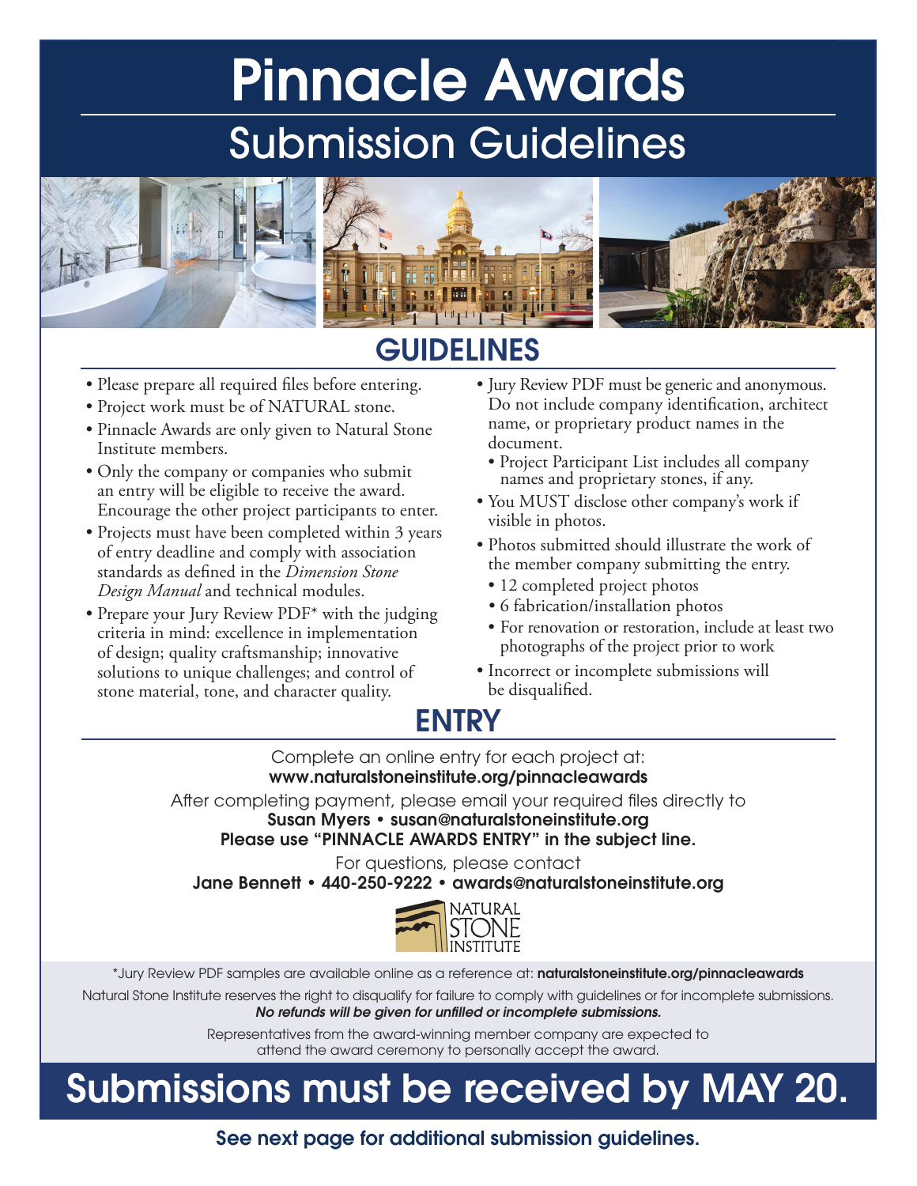# Pinnacle Awards

## Submission Guidelines

## GUIDELINES

- Please prepare all required files before entering.
- Project work must be of NATURAL stone.
- Pinnacle Awards are only given to Natural Stone Institute members.
- Only the company or companies who submit an entry will be eligible to receive the award. Encourage the other project participants to enter.
- Projects must have been completed within 3 years of entry deadline and comply with association standards as defined in the *Dimension Stone Design Manual* and technical modules.
- Prepare your Jury Review PDF* with the judging criteria in mind: excellence in implementation of design; quality craftsmanship; innovative solutions to unique challenges; and control of stone material, tone, and character quality.
- Jury Review PDF must be generic and anonymous. Do not include company identification, architect name, or proprietary product names in the document.
  - Project Participant List includes all company names and proprietary stones, if any.
- You MUST disclose other company's work if visible in photos.
- Photos submitted should illustrate the work of the member company submitting the entry.
  - 12 completed project photos
  - 6 fabrication/installation photos
  - For renovation or restoration, include at least two photographs of the project prior to work
- Incorrect or incomplete submissions will be disqualified.

## ENTRY

Complete an online entry for each project at:
**www.naturalstoneinstitute.org/pinnacleawards**

After completing payment, please email your required files directly to
**Susan Myers • susan@naturalstoneinstitute.org**
**Please use "PINNACLE AWARDS ENTRY" in the subject line.**

For questions, please contact
**Jane Bennett • 440-250-9222 • awards@naturalstoneinstitute.org**

NATURAL STONE INSTITUTE

*Jury Review PDF samples are available online as a reference at: **naturalstoneinstitute.org/pinnacleawards**

Natural Stone Institute reserves the right to disqualify for failure to comply with guidelines or for incomplete submissions.
***No refunds will be given for unfilled or incomplete submissions.***

Representatives from the award-winning member company are expected to attend the award ceremony to personally accept the award.

# Submissions must be received by MAY 20.

**See next page for additional submission guidelines.**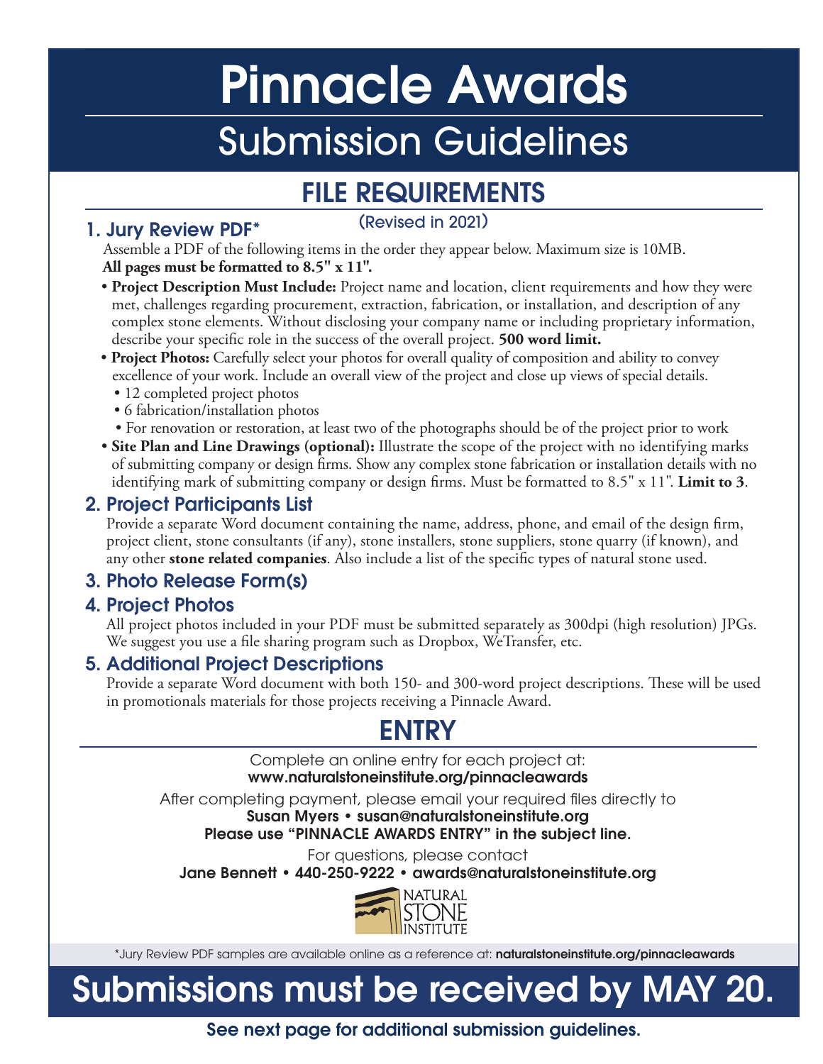# Pinnacle Awards

## Submission Guidelines

## FILE REQUIREMENTS

(Revised in 2021)

### 1. Jury Review PDF*

Assemble a PDF of the following items in the order they appear below. Maximum size is 10MB.
**All pages must be formatted to 8.5" x 11".**

- **Project Description Must Include:** Project name and location, client requirements and how they were met, challenges regarding procurement, extraction, fabrication, or installation, and description of any complex stone elements. Without disclosing your company name or including proprietary information, describe your specific role in the success of the overall project. **500 word limit.**
- **Project Photos:** Carefully select your photos for overall quality of composition and ability to convey excellence of your work. Include an overall view of the project and close up views of special details.
  - 12 completed project photos
  - 6 fabrication/installation photos
  - For renovation or restoration, at least two of the photographs should be of the project prior to work
- **Site Plan and Line Drawings (optional):** Illustrate the scope of the project with no identifying marks of submitting company or design firms. Show any complex stone fabrication or installation details with no identifying mark of submitting company or design firms. Must be formatted to 8.5" x 11". **Limit to 3**.

### 2. Project Participants List

Provide a separate Word document containing the name, address, phone, and email of the design firm, project client, stone consultants (if any), stone installers, stone suppliers, stone quarry (if known), and any other **stone related companies**. Also include a list of the specific types of natural stone used.

### 3. Photo Release Form(s)

### 4. Project Photos

All project photos included in your PDF must be submitted separately as 300dpi (high resolution) JPGs. We suggest you use a file sharing program such as Dropbox, WeTransfer, etc.

### 5. Additional Project Descriptions

Provide a separate Word document with both 150- and 300-word project descriptions. These will be used in promotionals materials for those projects receiving a Pinnacle Award.

## ENTRY

Complete an online entry for each project at:
**www.naturalstoneinstitute.org/pinnacleawards**

After completing payment, please email your required files directly to
**Susan Myers • susan@naturalstoneinstitute.org**
**Please use "PINNACLE AWARDS ENTRY" in the subject line.**

For questions, please contact
**Jane Bennett • 440-250-9222 • awards@naturalstoneinstitute.org**

NATURAL STONE INSTITUTE

*Jury Review PDF samples are available online as a reference at: **naturalstoneinstitute.org/pinnacleawards**

# Submissions must be received by MAY 20.

**See next page for additional submission guidelines.**